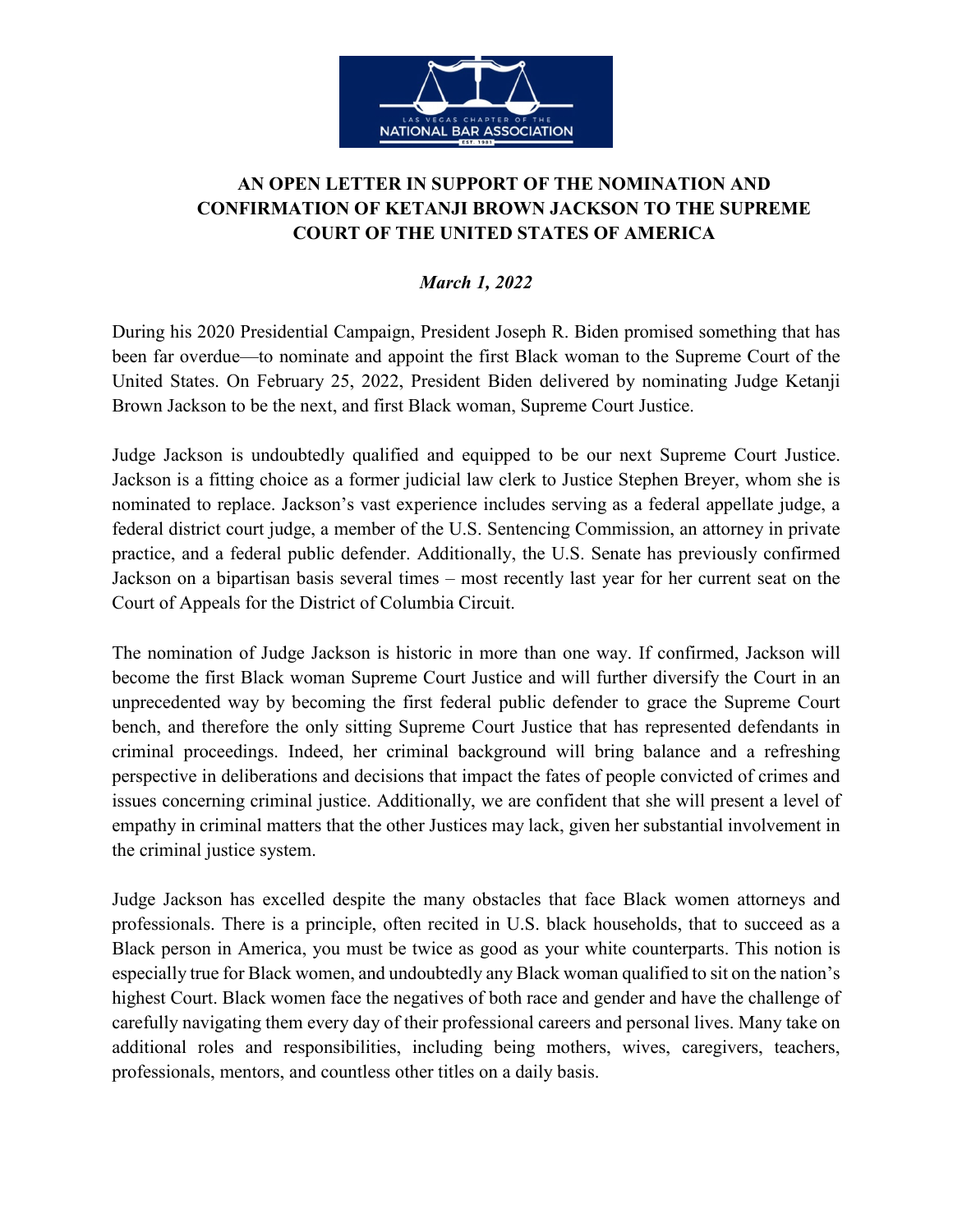# AN OPEN LETTER IN SUPPORT OF THE NOMINATION AND CONFIRMATION OF KETANJI BROWN JACKSON TO THE SUPREME COURT OF THE UNITED STATES OF AMERICA

*March 1, 2022*

During his 2020 Presidential Campaign, President Joseph R. Biden promised something that has been far overdue—to nominate and appoint the first Black woman to the Supreme Court of the United States. On February 25, 2022, President Biden delivered by nominating Judge Ketanji Brown Jackson to be the next, and first Black woman, Supreme Court Justice.

Judge Jackson is undoubtedly qualified and equipped to be our next Supreme Court Justice. Jackson is a fitting choice as a former judicial law clerk to Justice Stephen Breyer, whom she is nominated to replace. Jackson's vast experience includes serving as a federal appellate judge, a federal district court judge, a member of the U.S. Sentencing Commission, an attorney in private practice, and a federal public defender. Additionally, the U.S. Senate has previously confirmed Jackson on a bipartisan basis several times – most recently last year for her current seat on the Court of Appeals for the District of Columbia Circuit.

The nomination of Judge Jackson is historic in more than one way. If confirmed, Jackson will become the first Black woman Supreme Court Justice and will further diversify the Court in an unprecedented way by becoming the first federal public defender to grace the Supreme Court bench, and therefore the only sitting Supreme Court Justice that has represented defendants in criminal proceedings. Indeed, her criminal background will bring balance and a refreshing perspective in deliberations and decisions that impact the fates of people convicted of crimes and issues concerning criminal justice. Additionally, we are confident that she will present a level of empathy in criminal matters that the other Justices may lack, given her substantial involvement in the criminal justice system.

Judge Jackson has excelled despite the many obstacles that face Black women attorneys and professionals. There is a principle, often recited in U.S. black households, that to succeed as a Black person in America, you must be twice as good as your white counterparts. This notion is especially true for Black women, and undoubtedly any Black woman qualified to sit on the nation's highest Court. Black women face the negatives of both race and gender and have the challenge of carefully navigating them every day of their professional careers and personal lives. Many take on additional roles and responsibilities, including being mothers, wives, caregivers, teachers, professionals, mentors, and countless other titles on a daily basis.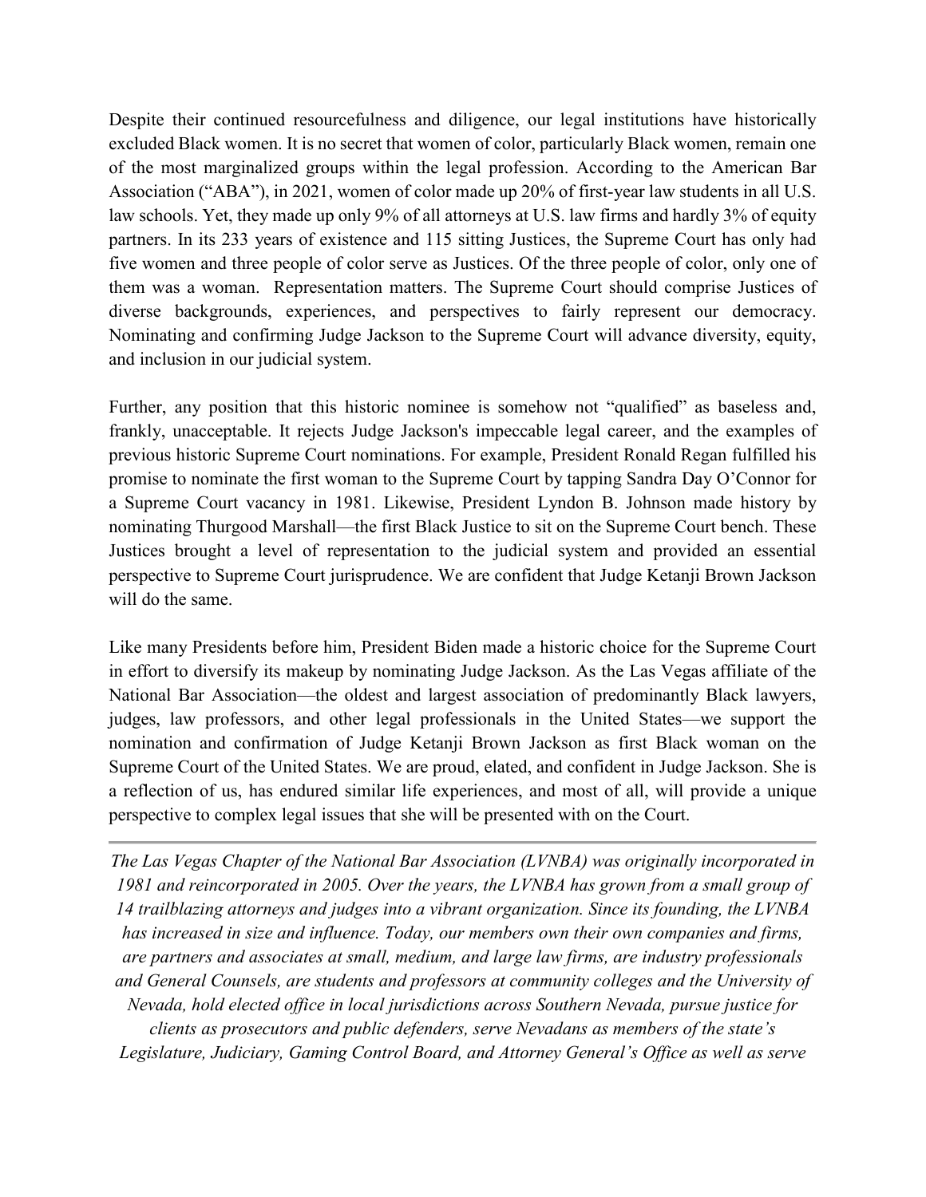Despite their continued resourcefulness and diligence, our legal institutions have historically excluded Black women. It is no secret that women of color, particularly Black women, remain one of the most marginalized groups within the legal profession. According to the American Bar Association ("ABA"), in 2021, women of color made up 20% of first-year law students in all U.S. law schools. Yet, they made up only 9% of all attorneys at U.S. law firms and hardly 3% of equity partners. In its 233 years of existence and 115 sitting Justices, the Supreme Court has only had five women and three people of color serve as Justices. Of the three people of color, only one of them was a woman. Representation matters. The Supreme Court should comprise Justices of diverse backgrounds, experiences, and perspectives to fairly represent our democracy. Nominating and confirming Judge Jackson to the Supreme Court will advance diversity, equity, and inclusion in our judicial system.

Further, any position that this historic nominee is somehow not "qualified" as baseless and, frankly, unacceptable. It rejects Judge Jackson's impeccable legal career, and the examples of previous historic Supreme Court nominations. For example, President Ronald Regan fulfilled his promise to nominate the first woman to the Supreme Court by tapping Sandra Day O'Connor for a Supreme Court vacancy in 1981. Likewise, President Lyndon B. Johnson made history by nominating Thurgood Marshall—the first Black Justice to sit on the Supreme Court bench. These Justices brought a level of representation to the judicial system and provided an essential perspective to Supreme Court jurisprudence. We are confident that Judge Ketanji Brown Jackson will do the same.

Like many Presidents before him, President Biden made a historic choice for the Supreme Court in effort to diversify its makeup by nominating Judge Jackson. As the Las Vegas affiliate of the National Bar Association—the oldest and largest association of predominantly Black lawyers, judges, law professors, and other legal professionals in the United States—we support the nomination and confirmation of Judge Ketanji Brown Jackson as first Black woman on the Supreme Court of the United States. We are proud, elated, and confident in Judge Jackson. She is a reflection of us, has endured similar life experiences, and most of all, will provide a unique perspective to complex legal issues that she will be presented with on the Court.

---

*The Las Vegas Chapter of the National Bar Association (LVNBA) was originally incorporated in 1981 and reincorporated in 2005. Over the years, the LVNBA has grown from a small group of 14 trailblazing attorneys and judges into a vibrant organization. Since its founding, the LVNBA has increased in size and influence. Today, our members own their own companies and firms, are partners and associates at small, medium, and large law firms, are industry professionals and General Counsels, are students and professors at community colleges and the University of Nevada, hold elected office in local jurisdictions across Southern Nevada, pursue justice for clients as prosecutors and public defenders, serve Nevadans as members of the state's Legislature, Judiciary, Gaming Control Board, and Attorney General's Office as well as serve*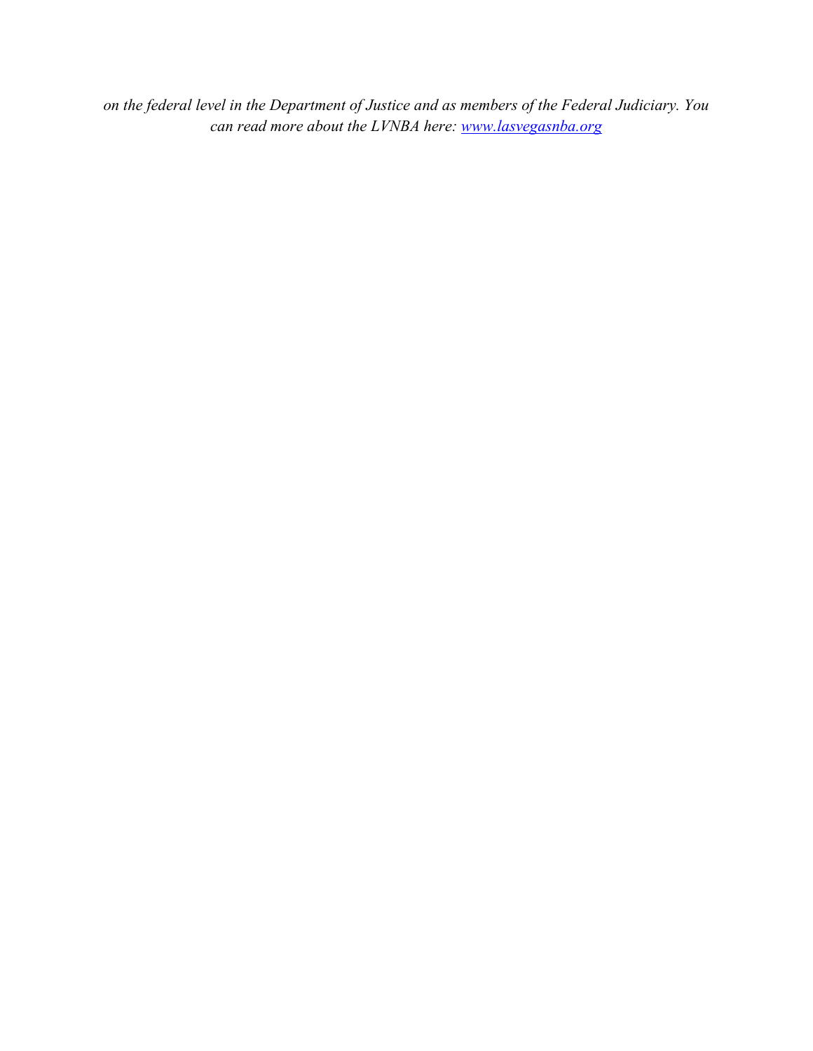*on the federal level in the Department of Justice and as members of the Federal Judiciary. You can read more about the LVNBA here: [www.lasvegasnba.org](http://www.lasvegasnba.org)*